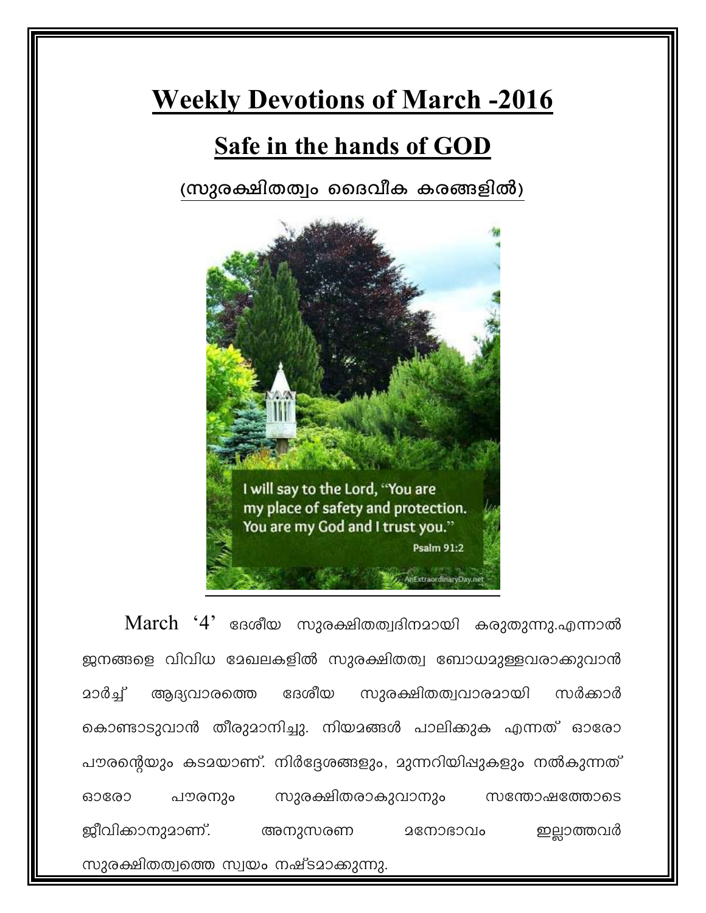# Weekly Devotions of March -2016

## Safe in the hands of GOD

**(സുരക്ഷിതത്വം ദൈവീക കരങ്ങളിൽ)**

I will say to the Lord, "You are my place of safety and protection. You are my God and I trust you."

Psalm 91:2

March '4' ദേശീയ സുരക്ഷിതത്വദിനമായി കരുതുന്നു.എന്നാൽ ജനങ്ങളെ വിവിധ മേഖലകളിൽ സുരക്ഷിതത്വ ബോധമുള്ളവരാക്കുവാൻ മാർച്ച് ആദ്യവാരത്തെ ദേശീയ സുരക്ഷിതത്വവാരമായി സർക്കാർ കൊണ്ടാടുവാൻ തീരുമാനിച്ചു. നിയമങ്ങൾ പാലിക്കുക എന്നത് ഓരോ പൗരന്റെയും കടമയാണ്. നിർദ്ദേശങ്ങളും, മുന്നറിയിപ്പുകളും നൽകുന്നത് ഓരോ പൗരനും സുരക്ഷിതരാകുവാനും സന്തോഷത്തോടെ ജീവിക്കാനുമാണ്. അനുസരണ മനോഭാവം ഇല്ലാത്തവർ സുരക്ഷിതത്വത്തെ സ്വയം നഷ്ടമാക്കുന്നു.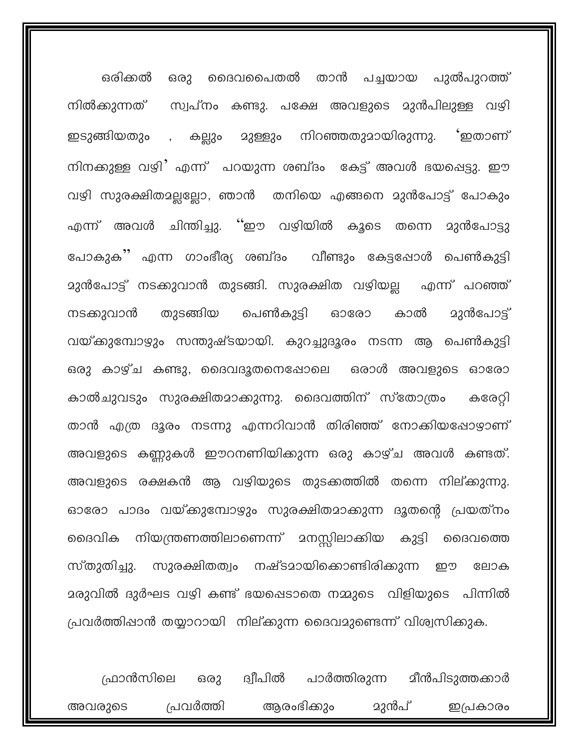ഒരിക്കൽ ഒരു ദൈവപൈതൽ താൻ പച്ചയായ പുൽപുറത്ത് നിൽക്കുന്നത് സ്വപ്നം കണ്ടു. പക്ഷേ അവളുടെ മുൻപിലുള്ള വഴി ഇടുങ്ങിയതും , കല്ലും മുള്ളും നിറഞ്ഞതുമായിരുന്നു. 'ഇതാണ് നിനക്കുള്ള വഴി' എന്ന് പറയുന്ന ശബ്ദം കേട്ട് അവൾ ഭയപ്പെട്ടു. ഈ വഴി സുരക്ഷിതമല്ലല്ലോ, ഞാൻ തനിയെ എങ്ങനെ മുൻപോട്ട് പോകും എന്ന് അവൾ ചിന്തിച്ചു. "ഈ വഴിയിൽ കൂടെ തന്നെ മുൻപോട്ടു പോകുക" എന്ന ഗാംഭീര്യ ശബ്ദം വീണ്ടും കേട്ടപ്പോൾ പെൺകുട്ടി മുൻപോട്ട് നടക്കുവാൻ തുടങ്ങി. സുരക്ഷിത വഴിയല്ല എന്ന് പറഞ്ഞ് നടക്കുവാൻ തുടങ്ങിയ പെൺകുട്ടി ഓരോ കാൽ മുൻപോട്ട് വയ്ക്കുമ്പോഴും സന്തുഷ്ടയായി. കുറച്ചുദൂരം നടന്ന ആ പെൺകുട്ടി ഒരു കാഴ്ച കണ്ടു, ദൈവദൂതനെപ്പോലെ ഒരാൾ അവളുടെ ഓരോ കാൽചുവടും സുരക്ഷിതമാക്കുന്നു. ദൈവത്തിന് സ്തോത്രം കരേറ്റി താൻ എത്ര ദൂരം നടന്നു എന്നറിവാൻ തിരിഞ്ഞ് നോക്കിയപ്പോഴാണ് അവളുടെ കണ്ണുകൾ ഈറനണിയിക്കുന്ന ഒരു കാഴ്ച അവൾ കണ്ടത്. അവളുടെ രക്ഷകൻ ആ വഴിയുടെ തുടക്കത്തിൽ തന്നെ നില്ക്കുന്നു. ഓരോ പാദം വയ്ക്കുമ്പോഴും സുരക്ഷിതമാക്കുന്ന ദൂതന്റെ പ്രയത്നം ദൈവിക നിയന്ത്രണത്തിലാണെന്ന് മനസ്സിലാക്കിയ കുട്ടി ദൈവത്തെ സ്തുതിച്ചു. സുരക്ഷിതത്വം നഷ്ടമായിക്കൊണ്ടിരിക്കുന്ന ഈ ലോക മരുവിൽ ദുർഘട വഴി കണ്ട് ഭയപ്പെടാതെ നമ്മുടെ വിളിയുടെ പിന്നിൽ പ്രവർത്തിപ്പാൻ തയ്യാറായി നില്ക്കുന്ന ദൈവമുണ്ടെന്ന് വിശ്വസിക്കുക.

ഫ്രാൻസിലെ ഒരു ദ്വീപിൽ പാർത്തിരുന്ന മീൻപിടുത്തക്കാർ അവരുടെ പ്രവർത്തി ആരംഭിക്കും മുൻപ് ഇപ്രകാരം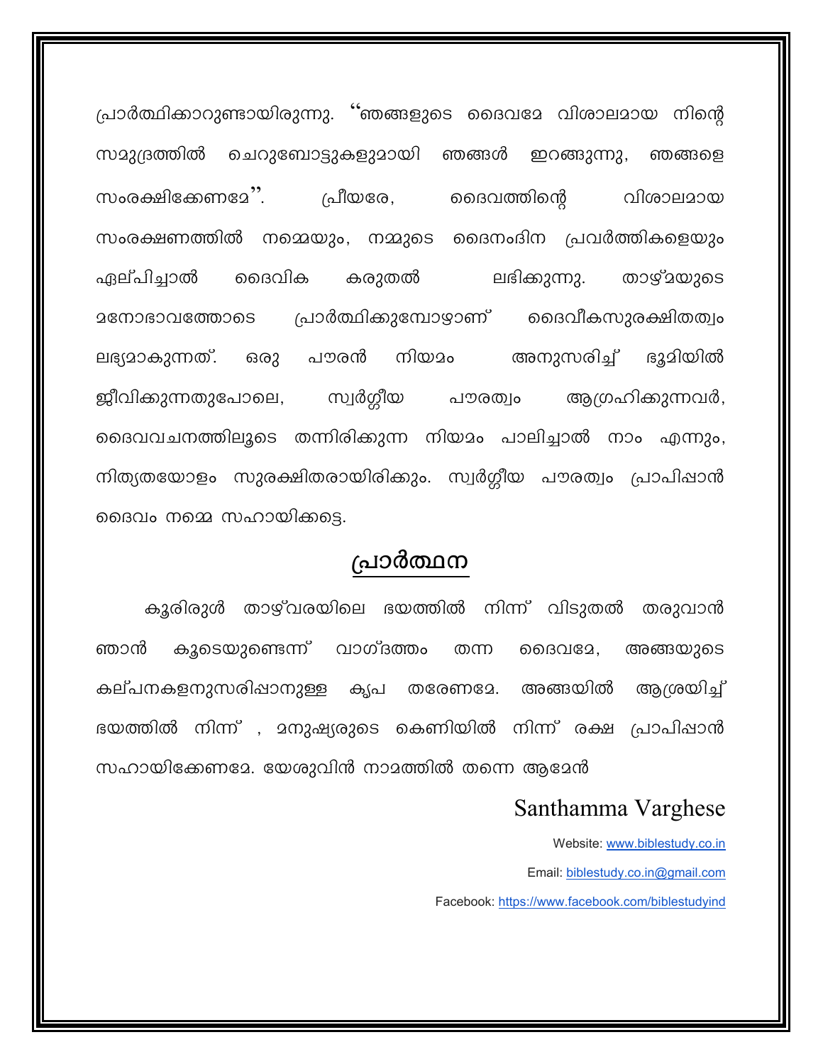പ്രാർത്ഥിക്കാറുണ്ടായിരുന്നു. "ഞങ്ങളുടെ ദൈവമേ വിശാലമായ നിന്റെ സമുദ്രത്തിൽ ചെറുബോട്ടുകളുമായി ഞങ്ങൾ ഇറങ്ങുന്നു, ഞങ്ങളെ സംരക്ഷിക്കേണമേ". പ്രിയരേ, ദൈവത്തിന്റെ വിശാലമായ സംരക്ഷണത്തിൽ നമ്മെയും, നമ്മുടെ ദൈനംദിന പ്രവർത്തികളെയും ഏല്പിച്ചാൽ ദൈവിക കരുതൽ ലഭിക്കുന്നു. താഴ്മയുടെ മനോഭാവത്തോടെ പ്രാർത്ഥിക്കുമ്പോഴാണ് ദൈവീകസുരക്ഷിതത്വം ലഭ്യമാകുന്നത്. ഒരു പൗരൻ നിയമം അനുസരിച്ച് ഭൂമിയിൽ ജീവിക്കുന്നതുപോലെ, സ്വർഗ്ഗീയ പൗരത്വം ആഗ്രഹിക്കുന്നവർ, ദൈവവചനത്തിലൂടെ തന്നിരിക്കുന്ന നിയമം പാലിച്ചാൽ നാം എന്നും, നിത്യതയോളം സുരക്ഷിതരായിരിക്കും. സ്വർഗ്ഗീയ പൗരത്വം പ്രാപിപ്പാൻ ദൈവം നമ്മെ സഹായിക്കട്ടെ.

## പ്രാർത്ഥന

കൂരിരുൾ താഴ്‌വരയിലെ ഭയത്തിൽ നിന്ന് വിടുതൽ തരുവാൻ ഞാൻ കൂടെയുണ്ടെന്ന് വാഗ്ദത്തം തന്ന ദൈവമേ, അങ്ങയുടെ കല്പനകളനുസരിപ്പാനുള്ള കൃപ തരേണമേ. അങ്ങയിൽ ആശ്രയിച്ച് ഭയത്തിൽ നിന്ന് , മനുഷ്യരുടെ കെണിയിൽ നിന്ന് രക്ഷ പ്രാപിപ്പാൻ സഹായിക്കേണമേ. യേശുവിൻ നാമത്തിൽ തന്നെ ആമേൻ

Santhamma Varghese

Website: www.biblestudy.co.in

Email: biblestudy.co.in@gmail.com

Facebook: https://www.facebook.com/biblestudyind